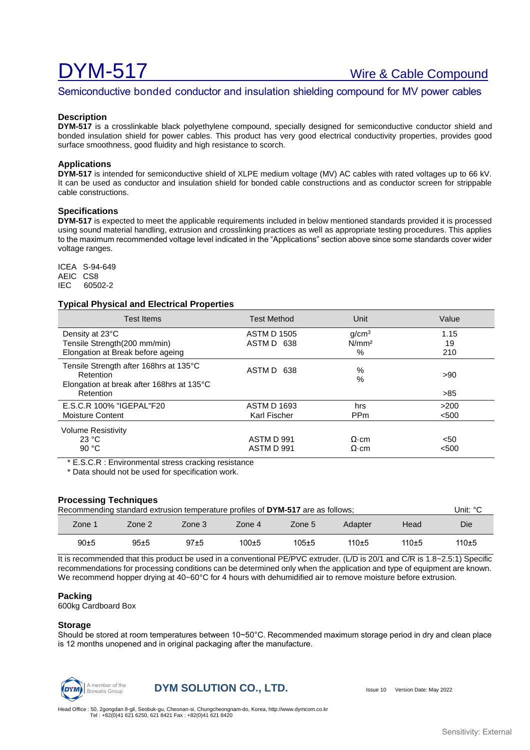# DYM-517

## Wire & Cable Compound

Semiconductive bonded conductor and insulation shielding compound for MV power cables

### Description

**DYM-517** is a crosslinkable black polyethylene compound, specially designed for semiconductive conductor shield and bonded insulation shield for power cables. This product has very good electrical conductivity properties, provides good surface smoothness, good fluidity and high resistance to scorch.

### Applications

**DYM-517** is intended for semiconductive shield of XLPE medium voltage (MV) AC cables with rated voltages up to 66 kV. It can be used as conductor and insulation shield for bonded cable constructions and as conductor screen for strippable cable constructions.

### Specifications

**DYM-517** is expected to meet the applicable requirements included in below mentioned standards provided it is processed using sound material handling, extrusion and crosslinking practices as well as appropriate testing procedures. This applies to the maximum recommended voltage level indicated in the “Applications” section above since some standards cover wider voltage ranges.

ICEA S-94-649
AEIC CS8
IEC 60502-2

### Typical Physical and Electrical Properties

| Test Items | Test Method | Unit | Value |
|---|---|---|---|
| Density at 23°C | ASTM D 1505 | g/cm³ | 1.15 |
| Tensile Strength(200 mm/min) | ASTM D 638 | N/mm² | 19 |
| Elongation at Break before ageing | | % | 210 |
| Tensile Strength after 168hrs at 135°C Retention | ASTM D 638 | % | >90 |
| Elongation at break after 168hrs at 135°C Retention | | % | >85 |
| E.S.C.R 100% "IGEPAL"F20 | ASTM D 1693 | hrs | >200 |
| Moisture Content | Karl Fischer | PPm | <500 |
| Volume Resistivity 23 °C | ASTM D 991 | Ω·cm | <50 |
| Volume Resistivity 90 °C | ASTM D 991 | Ω·cm | <500 |

\* E.S.C.R : Environmental stress cracking resistance
\* Data should not be used for specification work.

### Processing Techniques

Recommending standard extrusion temperature profiles of **DYM-517** are as follows; Unit: °C

| Zone 1 | Zone 2 | Zone 3 | Zone 4 | Zone 5 | Adapter | Head | Die |
|---|---|---|---|---|---|---|---|
| 90±5 | 95±5 | 97±5 | 100±5 | 105±5 | 110±5 | 110±5 | 110±5 |

It is recommended that this product be used in a conventional PE/PVC extruder. (L/D is 20/1 and C/R is 1.8~2.5:1) Specific recommendations for processing conditions can be determined only when the application and type of equipment are known. We recommend hopper drying at 40~60°C for 4 hours with dehumidified air to remove moisture before extrusion.

### Packing

600kg Cardboard Box

### Storage

Should be stored at room temperatures between 10~50°C. Recommended maximum storage period in dry and clean place is 12 months unopened and in original packaging after the manufacture.

A member of the Borealis Group

**DYM SOLUTION CO., LTD.**

Issue 10 Version Date: May 2022

Head Office : 50, 2gongdan 8-gil, Seobuk-gu, Cheonan-si, Chungcheongnam-do, Korea, http://www.dymcom.co.kr
Tel : +82(0)41 621 6250, 621 8421 Fax : +82(0)41 621 8420

Sensitivity: External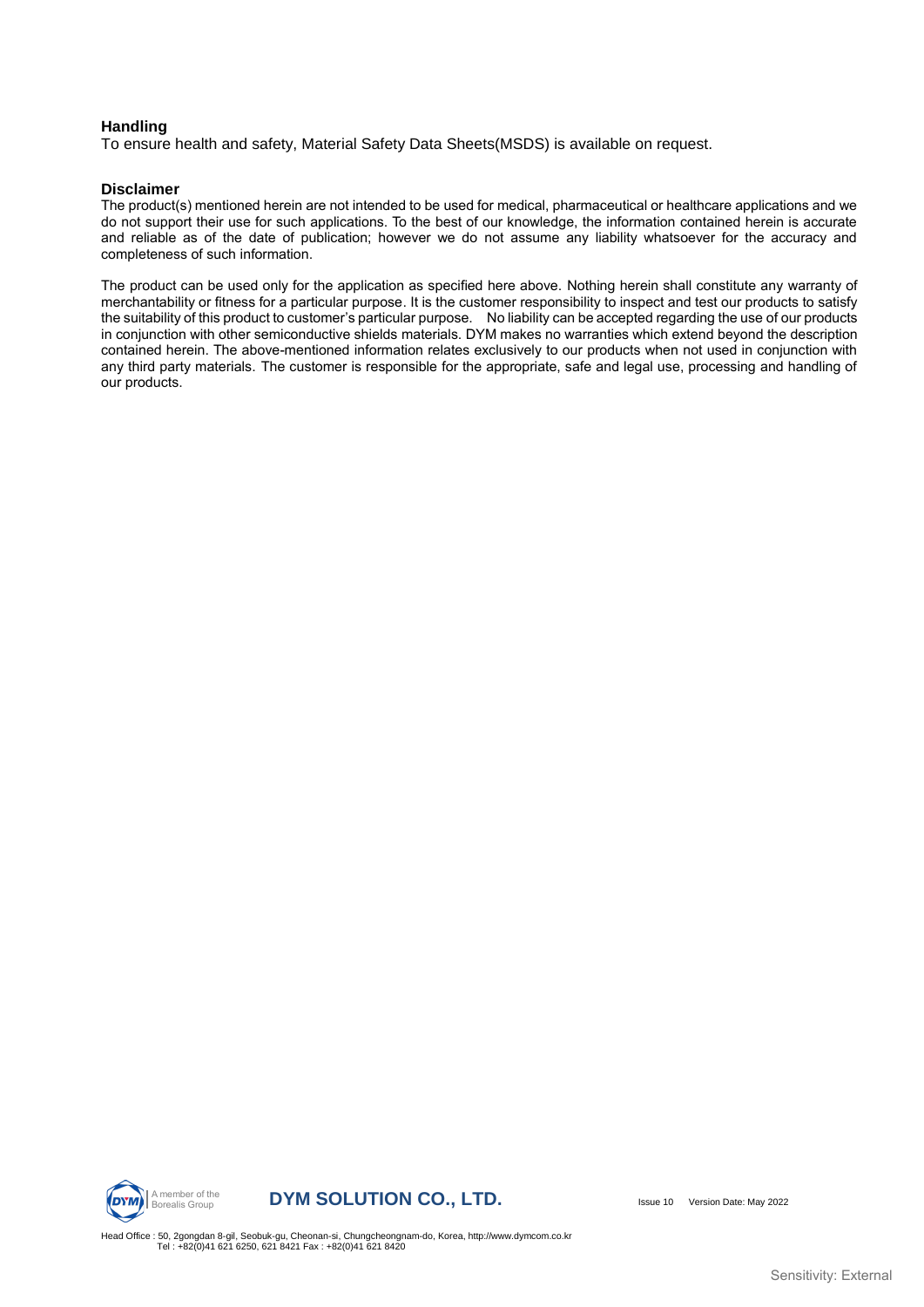## Handling

To ensure health and safety, Material Safety Data Sheets(MSDS) is available on request.

## Disclaimer

The product(s) mentioned herein are not intended to be used for medical, pharmaceutical or healthcare applications and we do not support their use for such applications. To the best of our knowledge, the information contained herein is accurate and reliable as of the date of publication; however we do not assume any liability whatsoever for the accuracy and completeness of such information.

The product can be used only for the application as specified here above. Nothing herein shall constitute any warranty of merchantability or fitness for a particular purpose. It is the customer responsibility to inspect and test our products to satisfy the suitability of this product to customer's particular purpose.  No liability can be accepted regarding the use of our products in conjunction with other semiconductive shields materials. DYM makes no warranties which extend beyond the description contained herein. The above-mentioned information relates exclusively to our products when not used in conjunction with any third party materials. The customer is responsible for the appropriate, safe and legal use, processing and handling of our products.

A member of the Borealis Group

**DYM SOLUTION CO., LTD.**

Issue 10   Version Date: May 2022

Head Office : 50, 2gongdan 8-gil, Seobuk-gu, Cheonan-si, Chungcheongnam-do, Korea, http://www.dymcom.co.kr
Tel : +82(0)41 621 6250, 621 8421 Fax : +82(0)41 621 8420

Sensitivity: External